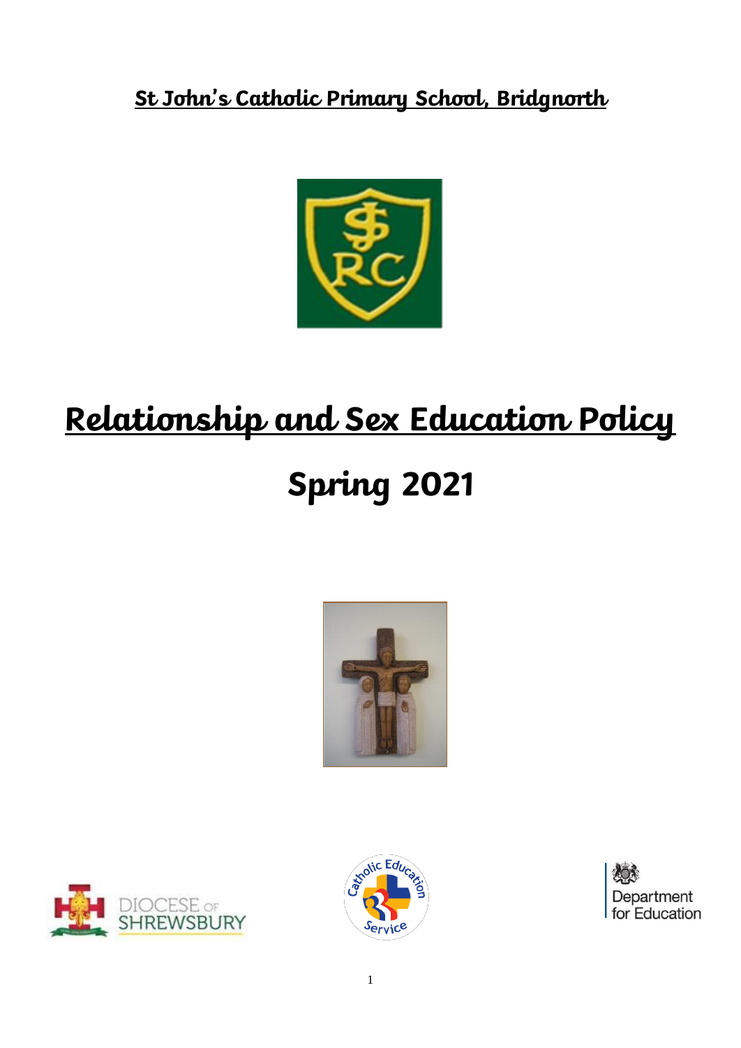**St John's Catholic Primary School, Bridgnorth**

# Relationship and Sex Education Policy

# Spring 2021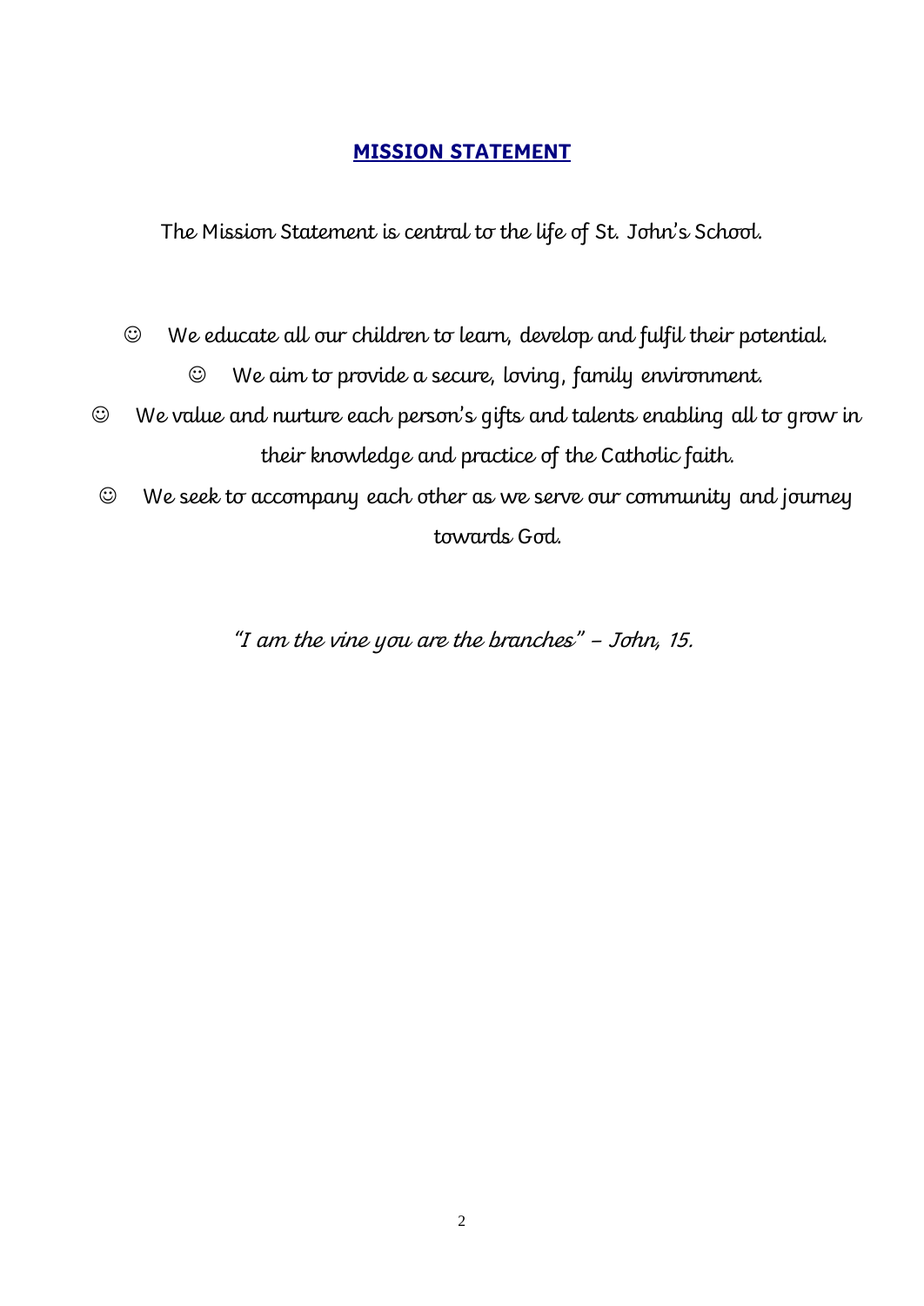## **MISSION STATEMENT**

The Mission Statement is central to the life of St. John's School.

- ☺ We educate all our children to learn, develop and fulfil their potential.
- ☺ We aim to provide a secure, loving, family environment.
- ☺ We value and nurture each person's gifts and talents enabling all to grow in their knowledge and practice of the Catholic faith.
- ☺ We seek to accompany each other as we serve our community and journey towards God.

*"I am the vine you are the branches" – John, 15.*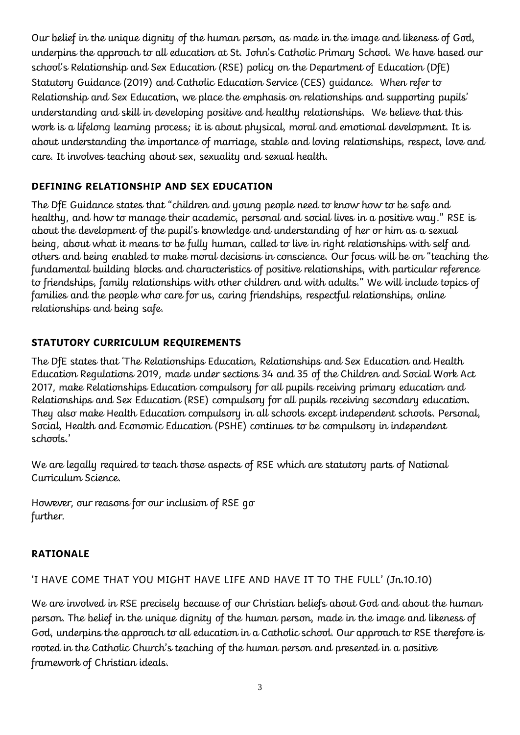Our belief in the unique dignity of the human person, as made in the image and likeness of God, underpins the approach to all education at St. John's Catholic Primary School. We have based our school's Relationship and Sex Education (RSE) policy on the Department of Education (DfE) Statutory Guidance (2019) and Catholic Education Service (CES) guidance. When refer to Relationship and Sex Education, we place the emphasis on relationships and supporting pupils' understanding and skill in developing positive and healthy relationships. We believe that this work is a lifelong learning process; it is about physical, moral and emotional development. It is about understanding the importance of marriage, stable and loving relationships, respect, love and care. It involves teaching about sex, sexuality and sexual health.

## DEFINING RELATIONSHIP AND SEX EDUCATION

The DfE Guidance states that "children and young people need to know how to be safe and healthy, and how to manage their academic, personal and social lives in a positive way." RSE is about the development of the pupil's knowledge and understanding of her or him as a sexual being, about what it means to be fully human, called to live in right relationships with self and others and being enabled to make moral decisions in conscience. Our focus will be on "teaching the fundamental building blocks and characteristics of positive relationships, with particular reference to friendships, family relationships with other children and with adults." We will include topics of families and the people who care for us, caring friendships, respectful relationships, online relationships and being safe.

## STATUTORY CURRICULUM REQUIREMENTS

The DfE states that 'The Relationships Education, Relationships and Sex Education and Health Education Regulations 2019, made under sections 34 and 35 of the Children and Social Work Act 2017, make Relationships Education compulsory for all pupils receiving primary education and Relationships and Sex Education (RSE) compulsory for all pupils receiving secondary education. They also make Health Education compulsory in all schools except independent schools. Personal, Social, Health and Economic Education (PSHE) continues to be compulsory in independent schools.'

We are legally required to teach those aspects of RSE which are statutory parts of National Curriculum Science.

However, our reasons for our inclusion of RSE go further.

## RATIONALE

'I HAVE COME THAT YOU MIGHT HAVE LIFE AND HAVE IT TO THE FULL' (Jn.10.10)

We are involved in RSE precisely because of our Christian beliefs about God and about the human person. The belief in the unique dignity of the human person, made in the image and likeness of God, underpins the approach to all education in a Catholic school. Our approach to RSE therefore is rooted in the Catholic Church's teaching of the human person and presented in a positive framework of Christian ideals.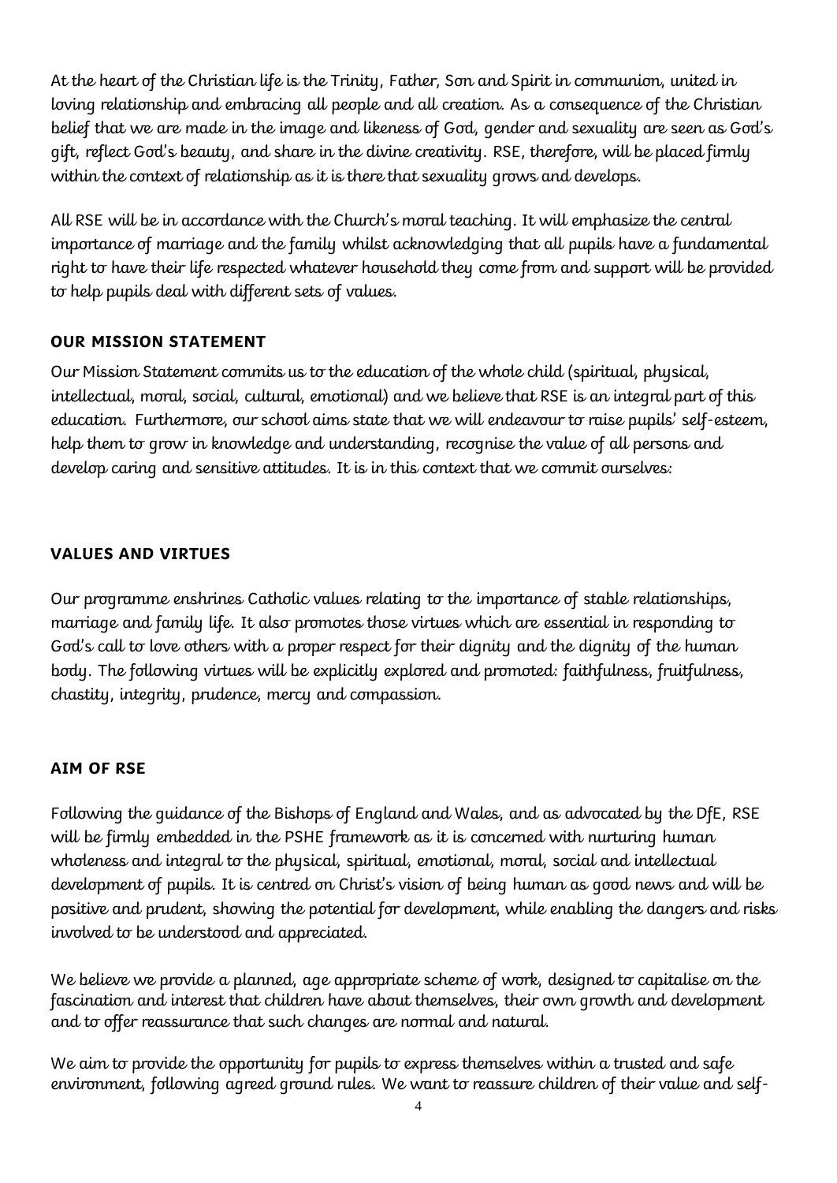At the heart of the Christian life is the Trinity, Father, Son and Spirit in communion, united in loving relationship and embracing all people and all creation. As a consequence of the Christian belief that we are made in the image and likeness of God, gender and sexuality are seen as God's gift, reflect God's beauty, and share in the divine creativity. RSE, therefore, will be placed firmly within the context of relationship as it is there that sexuality grows and develops.

All RSE will be in accordance with the Church's moral teaching. It will emphasize the central importance of marriage and the family whilst acknowledging that all pupils have a fundamental right to have their life respected whatever household they come from and support will be provided to help pupils deal with different sets of values.

## OUR MISSION STATEMENT

Our Mission Statement commits us to the education of the whole child (spiritual, physical, intellectual, moral, social, cultural, emotional) and we believe that RSE is an integral part of this education. Furthermore, our school aims state that we will endeavour to raise pupils' self-esteem, help them to grow in knowledge and understanding, recognise the value of all persons and develop caring and sensitive attitudes. It is in this context that we commit ourselves:

## VALUES AND VIRTUES

Our programme enshrines Catholic values relating to the importance of stable relationships, marriage and family life. It also promotes those virtues which are essential in responding to God's call to love others with a proper respect for their dignity and the dignity of the human body. The following virtues will be explicitly explored and promoted: faithfulness, fruitfulness, chastity, integrity, prudence, mercy and compassion.

## AIM OF RSE

Following the guidance of the Bishops of England and Wales, and as advocated by the DfE, RSE will be firmly embedded in the PSHE framework as it is concerned with nurturing human wholeness and integral to the physical, spiritual, emotional, moral, social and intellectual development of pupils. It is centred on Christ's vision of being human as good news and will be positive and prudent, showing the potential for development, while enabling the dangers and risks involved to be understood and appreciated.

We believe we provide a planned, age appropriate scheme of work, designed to capitalise on the fascination and interest that children have about themselves, their own growth and development and to offer reassurance that such changes are normal and natural.

We aim to provide the opportunity for pupils to express themselves within a trusted and safe environment, following agreed ground rules. We want to reassure children of their value and self-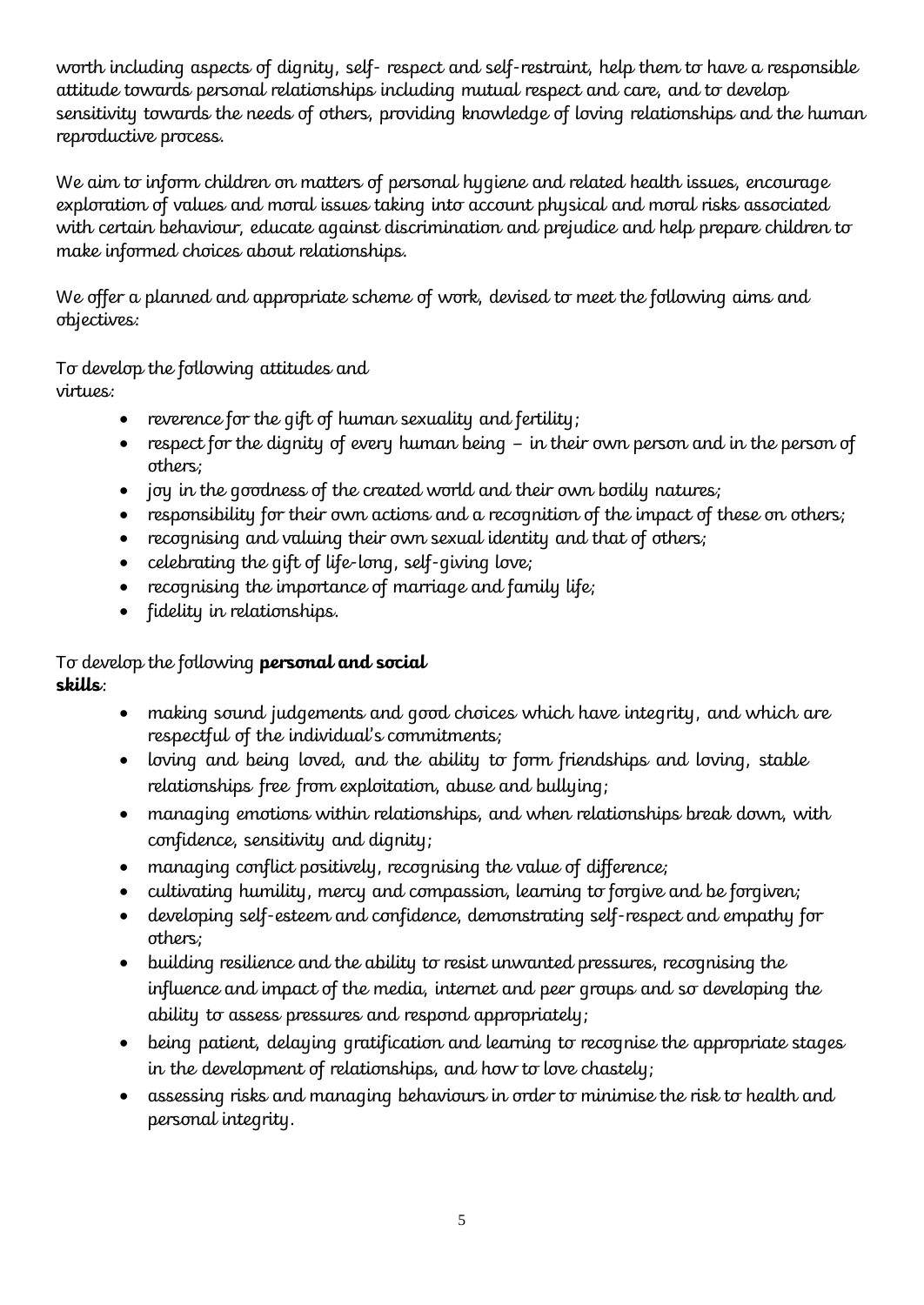worth including aspects of dignity, self- respect and self-restraint, help them to have a responsible attitude towards personal relationships including mutual respect and care, and to develop sensitivity towards the needs of others, providing knowledge of loving relationships and the human reproductive process.

We aim to inform children on matters of personal hygiene and related health issues, encourage exploration of values and moral issues taking into account physical and moral risks associated with certain behaviour, educate against discrimination and prejudice and help prepare children to make informed choices about relationships.

We offer a planned and appropriate scheme of work, devised to meet the following aims and objectives:

To develop the following attitudes and virtues:

- reverence for the gift of human sexuality and fertility;
- respect for the dignity of every human being – in their own person and in the person of others;
- joy in the goodness of the created world and their own bodily natures;
- responsibility for their own actions and a recognition of the impact of these on others;
- recognising and valuing their own sexual identity and that of others;
- celebrating the gift of life-long, self-giving love;
- recognising the importance of marriage and family life;
- fidelity in relationships.

To develop the following **personal and social skills**:

- making sound judgements and good choices which have integrity, and which are respectful of the individual's commitments;
- loving and being loved, and the ability to form friendships and loving, stable relationships free from exploitation, abuse and bullying;
- managing emotions within relationships, and when relationships break down, with confidence, sensitivity and dignity;
- managing conflict positively, recognising the value of difference;
- cultivating humility, mercy and compassion, learning to forgive and be forgiven;
- developing self-esteem and confidence, demonstrating self-respect and empathy for others;
- building resilience and the ability to resist unwanted pressures, recognising the influence and impact of the media, internet and peer groups and so developing the ability to assess pressures and respond appropriately;
- being patient, delaying gratification and learning to recognise the appropriate stages in the development of relationships, and how to love chastely;
- assessing risks and managing behaviours in order to minimise the risk to health and personal integrity.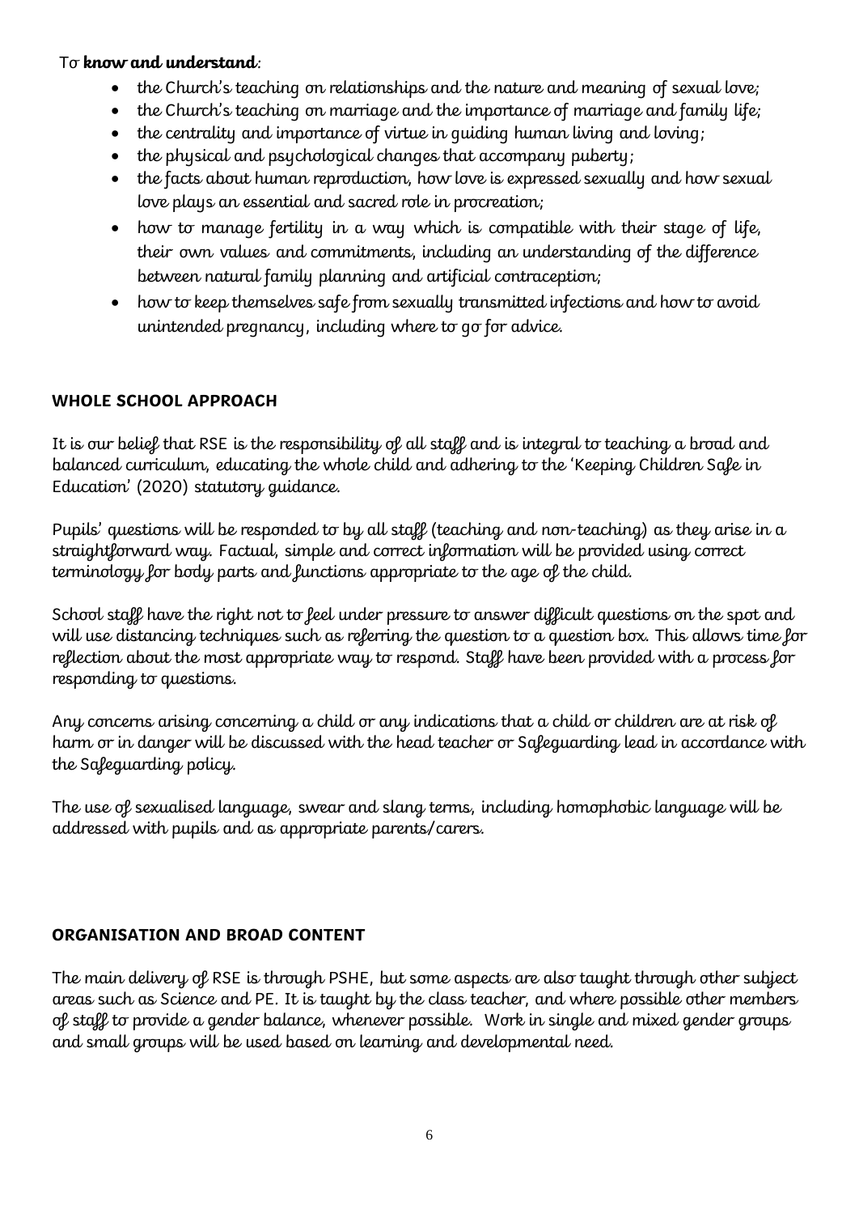To **know and understand**:

- the Church's teaching on relationships and the nature and meaning of sexual love;
- the Church's teaching on marriage and the importance of marriage and family life;
- the centrality and importance of virtue in guiding human living and loving;
- the physical and psychological changes that accompany puberty;
- the facts about human reproduction, how love is expressed sexually and how sexual love plays an essential and sacred role in procreation;
- how to manage fertility in a way which is compatible with their stage of life, their own values and commitments, including an understanding of the difference between natural family planning and artificial contraception;
- how to keep themselves safe from sexually transmitted infections and how to avoid unintended pregnancy, including where to go for advice.

## WHOLE SCHOOL APPROACH

It is our belief that RSE is the responsibility of all staff and is integral to teaching a broad and balanced curriculum, educating the whole child and adhering to the 'Keeping Children Safe in Education' (2020) statutory guidance.

Pupils' questions will be responded to by all staff (teaching and non-teaching) as they arise in a straightforward way. Factual, simple and correct information will be provided using correct terminology for body parts and functions appropriate to the age of the child.

School staff have the right not to feel under pressure to answer difficult questions on the spot and will use distancing techniques such as referring the question to a question box. This allows time for reflection about the most appropriate way to respond. Staff have been provided with a process for responding to questions.

Any concerns arising concerning a child or any indications that a child or children are at risk of harm or in danger will be discussed with the head teacher or Safeguarding lead in accordance with the Safeguarding policy.

The use of sexualised language, swear and slang terms, including homophobic language will be addressed with pupils and as appropriate parents/carers.

## ORGANISATION AND BROAD CONTENT

The main delivery of RSE is through PSHE, but some aspects are also taught through other subject areas such as Science and PE. It is taught by the class teacher, and where possible other members of staff to provide a gender balance, whenever possible. Work in single and mixed gender groups and small groups will be used based on learning and developmental need.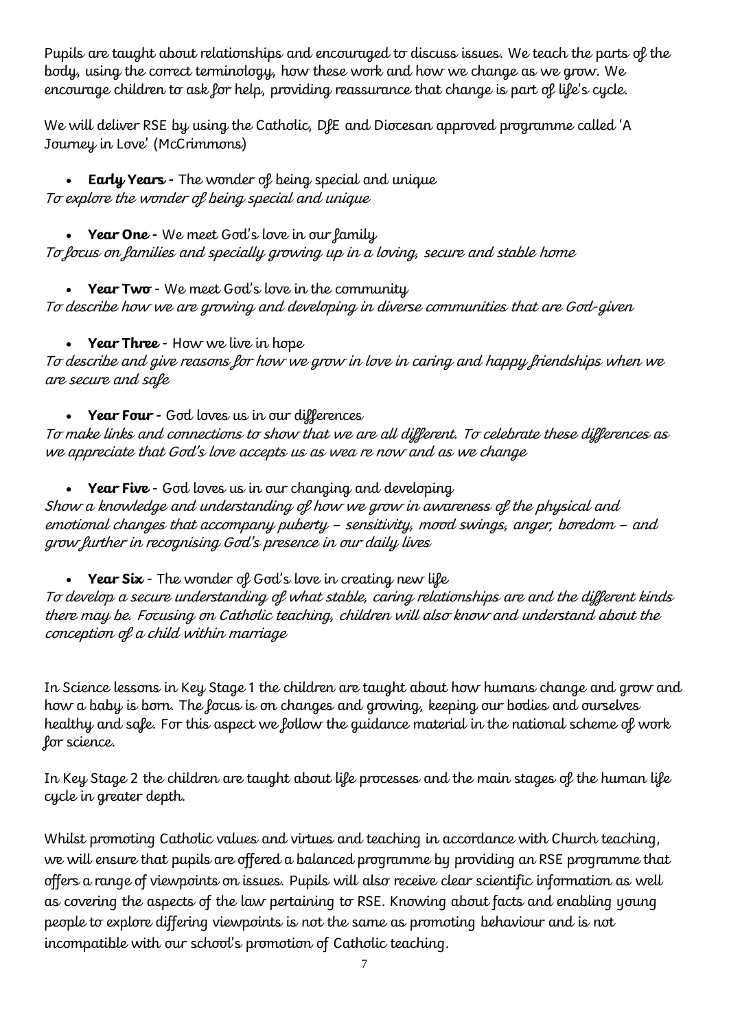Pupils are taught about relationships and encouraged to discuss issues. We teach the parts of the body, using the correct terminology, how these work and how we change as we grow. We encourage children to ask for help, providing reassurance that change is part of life's cycle.

We will deliver RSE by using the Catholic, DfE and Diocesan approved programme called 'A Journey in Love' (McCrimmons)

- **Early Years -** The wonder of being special and unique

*To explore the wonder of being special and unique*

- **Year One -** We meet God's love in our family

*To focus on families and specially growing up in a loving, secure and stable home*

- **Year Two -** We meet God's love in the community

*To describe how we are growing and developing in diverse communities that are God-given*

- **Year Three -** How we live in hope

*To describe and give reasons for how we grow in love in caring and happy friendships when we are secure and safe*

- **Year Four -** God loves us in our differences

*To make links and connections to show that we are all different. To celebrate these differences as we appreciate that God's love accepts us as wea re now and as we change*

- **Year Five -** God loves us in our changing and developing

*Show a knowledge and understanding of how we grow in awareness of the physical and emotional changes that accompany puberty – sensitivity, mood swings, anger, boredom – and grow further in recognising God's presence in our daily lives*

- **Year Six -** The wonder of God's love in creating new life

*To develop a secure understanding of what stable, caring relationships are and the different kinds there may be. Focusing on Catholic teaching, children will also know and understand about the conception of a child within marriage*

In Science lessons in Key Stage 1 the children are taught about how humans change and grow and how a baby is born. The focus is on changes and growing, keeping our bodies and ourselves healthy and safe. For this aspect we follow the guidance material in the national scheme of work for science.

In Key Stage 2 the children are taught about life processes and the main stages of the human life cycle in greater depth.

Whilst promoting Catholic values and virtues and teaching in accordance with Church teaching, we will ensure that pupils are offered a balanced programme by providing an RSE programme that offers a range of viewpoints on issues. Pupils will also receive clear scientific information as well as covering the aspects of the law pertaining to RSE. Knowing about facts and enabling young people to explore differing viewpoints is not the same as promoting behaviour and is not incompatible with our school's promotion of Catholic teaching.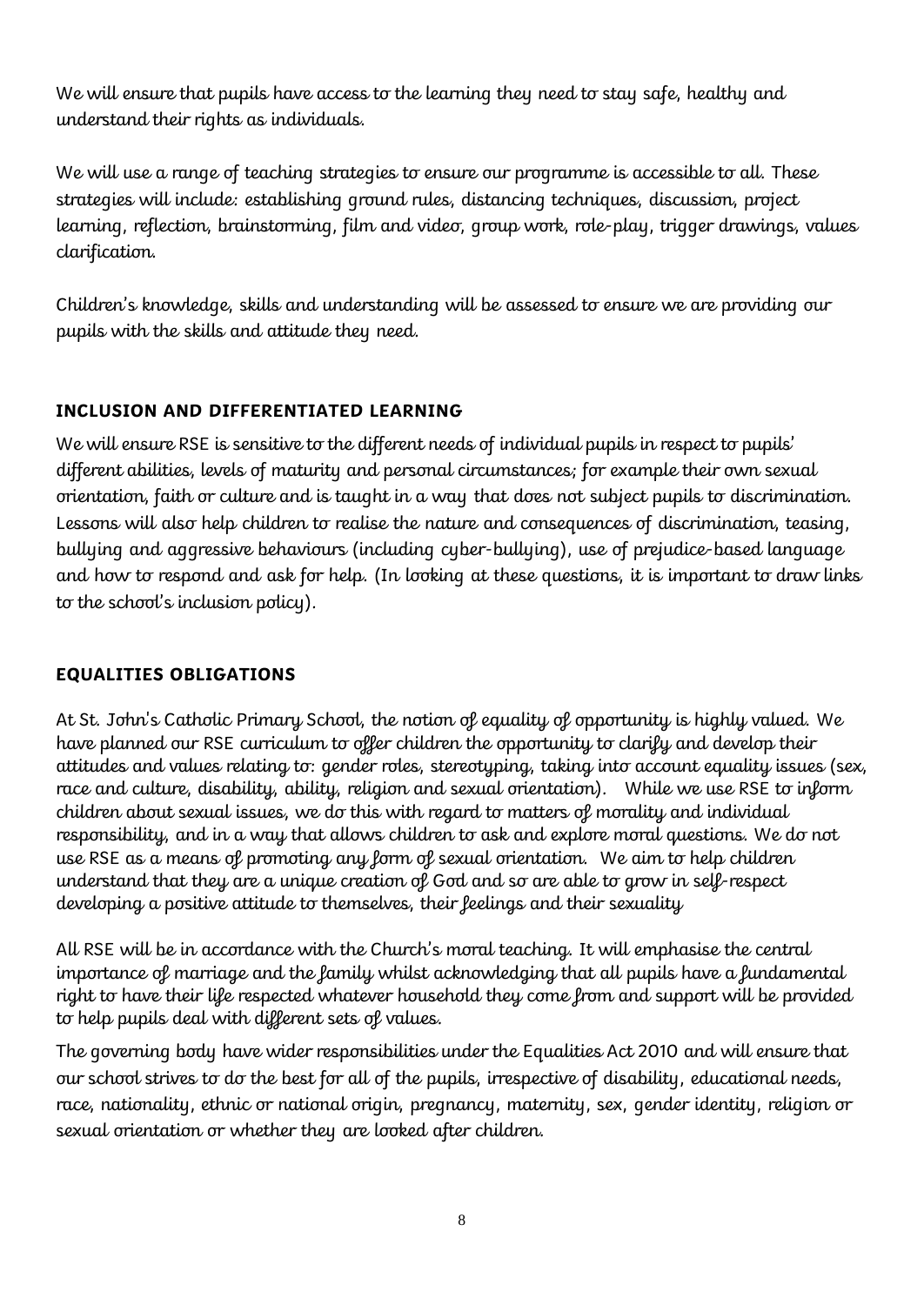We will ensure that pupils have access to the learning they need to stay safe, healthy and understand their rights as individuals.

We will use a range of teaching strategies to ensure our programme is accessible to all. These strategies will include: establishing ground rules, distancing techniques, discussion, project learning, reflection, brainstorming, film and video, group work, role-play, trigger drawings, values clarification.

Children's knowledge, skills and understanding will be assessed to ensure we are providing our pupils with the skills and attitude they need.

## INCLUSION AND DIFFERENTIATED LEARNING

We will ensure RSE is sensitive to the different needs of individual pupils in respect to pupils' different abilities, levels of maturity and personal circumstances; for example their own sexual orientation, faith or culture and is taught in a way that does not subject pupils to discrimination. Lessons will also help children to realise the nature and consequences of discrimination, teasing, bullying and aggressive behaviours (including cyber-bullying), use of prejudice-based language and how to respond and ask for help. (In looking at these questions, it is important to draw links to the school's inclusion policy).

## EQUALITIES OBLIGATIONS

At St. John's Catholic Primary School, the notion of equality of opportunity is highly valued. We have planned our RSE curriculum to offer children the opportunity to clarify and develop their attitudes and values relating to: gender roles, stereotyping, taking into account equality issues (sex, race and culture, disability, ability, religion and sexual orientation). While we use RSE to inform children about sexual issues, we do this with regard to matters of morality and individual responsibility, and in a way that allows children to ask and explore moral questions. We do not use RSE as a means of promoting any form of sexual orientation. We aim to help children understand that they are a unique creation of God and so are able to grow in self-respect developing a positive attitude to themselves, their feelings and their sexuality

All RSE will be in accordance with the Church's moral teaching. It will emphasise the central importance of marriage and the family whilst acknowledging that all pupils have a fundamental right to have their life respected whatever household they come from and support will be provided to help pupils deal with different sets of values.

The governing body have wider responsibilities under the Equalities Act 2010 and will ensure that our school strives to do the best for all of the pupils, irrespective of disability, educational needs, race, nationality, ethnic or national origin, pregnancy, maternity, sex, gender identity, religion or sexual orientation or whether they are looked after children.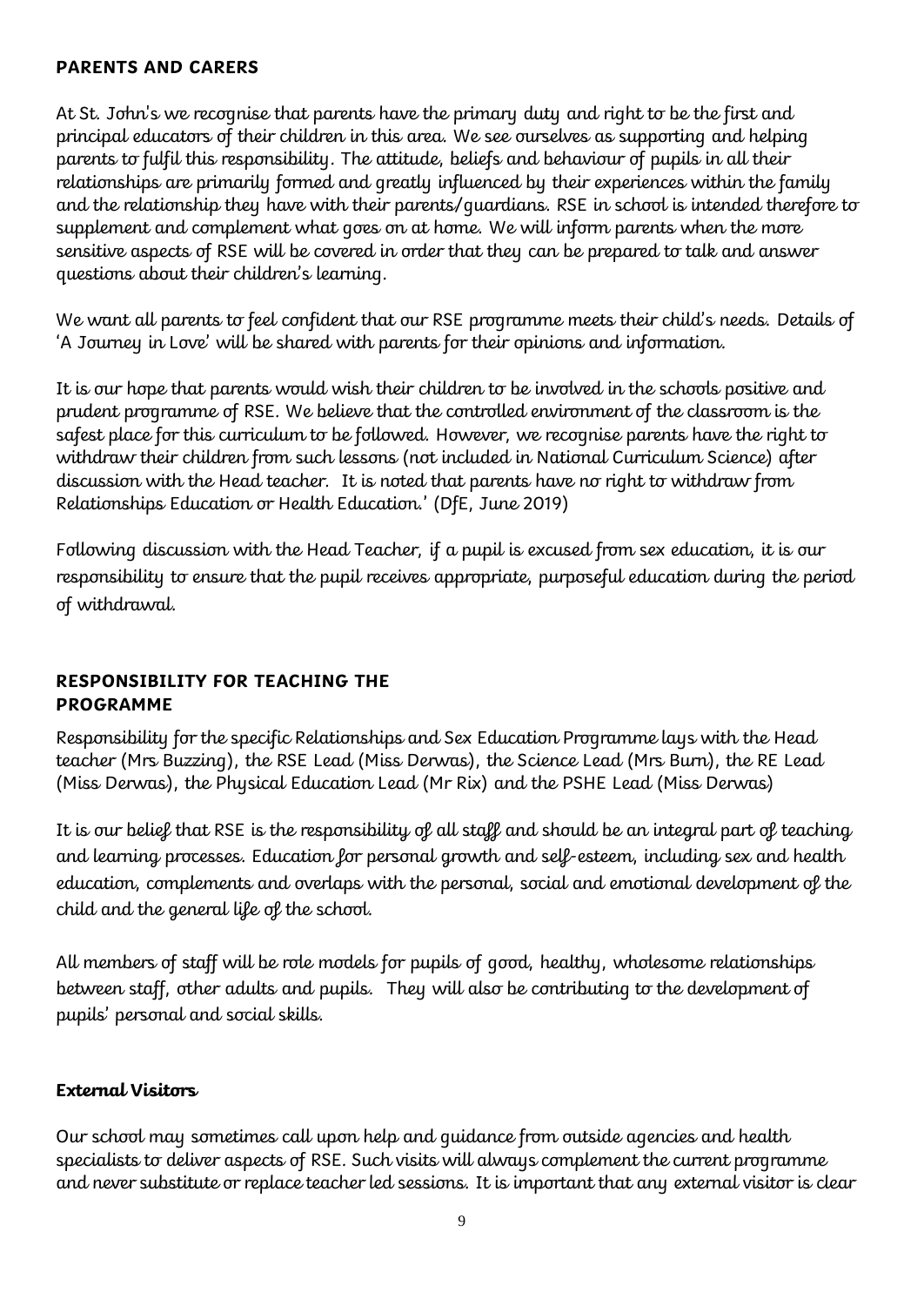## PARENTS AND CARERS

At St. John's we recognise that parents have the primary duty and right to be the first and principal educators of their children in this area. We see ourselves as supporting and helping parents to fulfil this responsibility. The attitude, beliefs and behaviour of pupils in all their relationships are primarily formed and greatly influenced by their experiences within the family and the relationship they have with their parents/guardians. RSE in school is intended therefore to supplement and complement what goes on at home. We will inform parents when the more sensitive aspects of RSE will be covered in order that they can be prepared to talk and answer questions about their children's learning.

We want all parents to feel confident that our RSE programme meets their child's needs. Details of 'A Journey in Love' will be shared with parents for their opinions and information.

It is our hope that parents would wish their children to be involved in the schools positive and prudent programme of RSE. We believe that the controlled environment of the classroom is the safest place for this curriculum to be followed. However, we recognise parents have the right to withdraw their children from such lessons (not included in National Curriculum Science) after discussion with the Head teacher. It is noted that parents have no right to withdraw from Relationships Education or Health Education.' (DfE, June 2019)

Following discussion with the Head Teacher, if a pupil is excused from sex education, it is our responsibility to ensure that the pupil receives appropriate, purposeful education during the period of withdrawal.

## RESPONSIBILITY FOR TEACHING THE PROGRAMME

Responsibility for the specific Relationships and Sex Education Programme lays with the Head teacher (Mrs Buzzing), the RSE Lead (Miss Derwas), the Science Lead (Mrs Burn), the RE Lead (Miss Derwas), the Physical Education Lead (Mr Rix) and the PSHE Lead (Miss Derwas)

It is our belief that RSE is the responsibility of all staff and should be an integral part of teaching and learning processes. Education for personal growth and self-esteem, including sex and health education, complements and overlaps with the personal, social and emotional development of the child and the general life of the school.

All members of staff will be role models for pupils of good, healthy, wholesome relationships between staff, other adults and pupils. They will also be contributing to the development of pupils' personal and social skills.

### External Visitors

Our school may sometimes call upon help and guidance from outside agencies and health specialists to deliver aspects of RSE. Such visits will always complement the current programme and never substitute or replace teacher led sessions. It is important that any external visitor is clear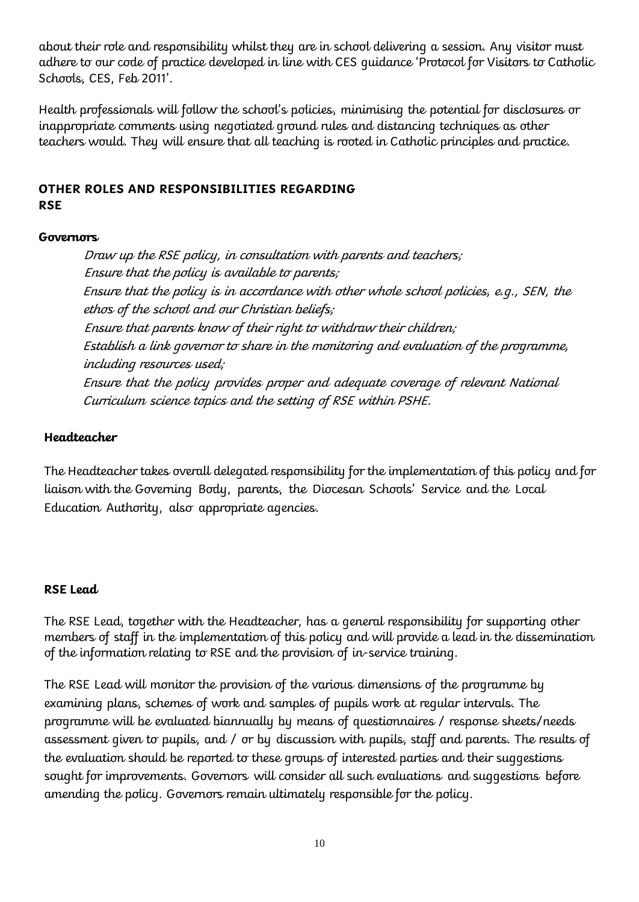about their role and responsibility whilst they are in school delivering a session. Any visitor must adhere to our code of practice developed in line with CES guidance 'Protocol for Visitors to Catholic Schools, CES, Feb 2011'.

Health professionals will follow the school's policies, minimising the potential for disclosures or inappropriate comments using negotiated ground rules and distancing techniques as other teachers would. They will ensure that all teaching is rooted in Catholic principles and practice.

## OTHER ROLES AND RESPONSIBILITIES REGARDING RSE

### Governors

*Draw up the RSE policy, in consultation with parents and teachers;*
*Ensure that the policy is available to parents;*
*Ensure that the policy is in accordance with other whole school policies, e.g., SEN, the ethos of the school and our Christian beliefs;*
*Ensure that parents know of their right to withdraw their children;*
*Establish a link governor to share in the monitoring and evaluation of the programme, including resources used;*
*Ensure that the policy provides proper and adequate coverage of relevant National Curriculum science topics and the setting of RSE within PSHE.*

### Headteacher

The Headteacher takes overall delegated responsibility for the implementation of this policy and for liaison with the Governing Body, parents, the Diocesan Schools' Service and the Local Education Authority, also appropriate agencies.

### RSE Lead

The RSE Lead, together with the Headteacher, has a general responsibility for supporting other members of staff in the implementation of this policy and will provide a lead in the dissemination of the information relating to RSE and the provision of in-service training.

The RSE Lead will monitor the provision of the various dimensions of the programme by examining plans, schemes of work and samples of pupils work at regular intervals. The programme will be evaluated biannually by means of questionnaires / response sheets/needs assessment given to pupils, and / or by discussion with pupils, staff and parents. The results of the evaluation should be reported to these groups of interested parties and their suggestions sought for improvements. Governors will consider all such evaluations and suggestions before amending the policy. Governors remain ultimately responsible for the policy.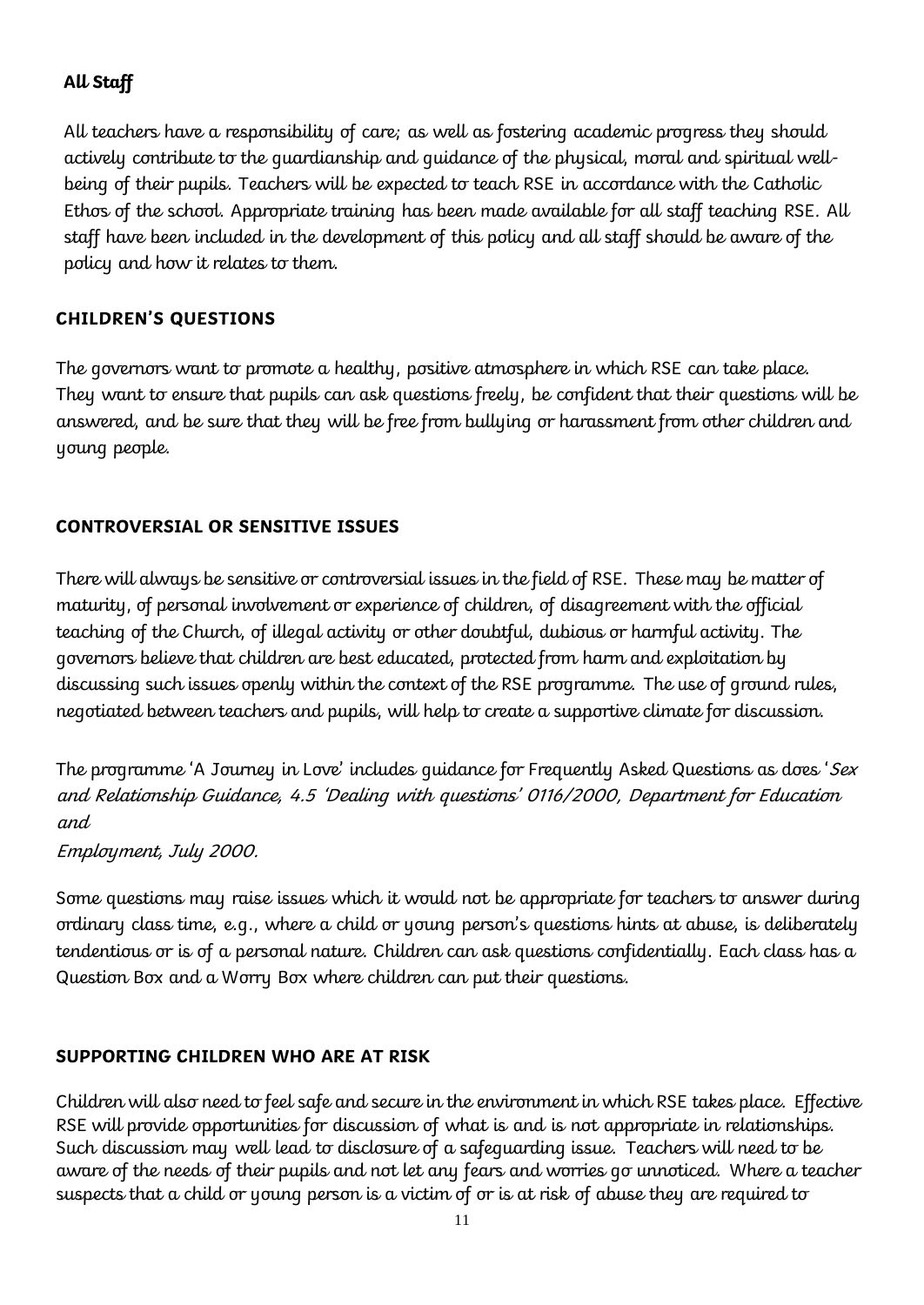### All Staff

All teachers have a responsibility of care; as well as fostering academic progress they should actively contribute to the guardianship and guidance of the physical, moral and spiritual well-being of their pupils. Teachers will be expected to teach RSE in accordance with the Catholic Ethos of the school. Appropriate training has been made available for all staff teaching RSE. All staff have been included in the development of this policy and all staff should be aware of the policy and how it relates to them.

## CHILDREN'S QUESTIONS

The governors want to promote a healthy, positive atmosphere in which RSE can take place. They want to ensure that pupils can ask questions freely, be confident that their questions will be answered, and be sure that they will be free from bullying or harassment from other children and young people.

## CONTROVERSIAL OR SENSITIVE ISSUES

There will always be sensitive or controversial issues in the field of RSE. These may be matter of maturity, of personal involvement or experience of children, of disagreement with the official teaching of the Church, of illegal activity or other doubtful, dubious or harmful activity. The governors believe that children are best educated, protected from harm and exploitation by discussing such issues openly within the context of the RSE programme. The use of ground rules, negotiated between teachers and pupils, will help to create a supportive climate for discussion.

The programme 'A Journey in Love' includes guidance for Frequently Asked Questions as does '*Sex and Relationship Guidance, 4.5 'Dealing with questions' 0116/2000, Department for Education and Employment, July 2000.*

Some questions may raise issues which it would not be appropriate for teachers to answer during ordinary class time, e.g., where a child or young person's questions hints at abuse, is deliberately tendentious or is of a personal nature. Children can ask questions confidentially. Each class has a Question Box and a Worry Box where children can put their questions.

## SUPPORTING CHILDREN WHO ARE AT RISK

Children will also need to feel safe and secure in the environment in which RSE takes place. Effective RSE will provide opportunities for discussion of what is and is not appropriate in relationships. Such discussion may well lead to disclosure of a safeguarding issue. Teachers will need to be aware of the needs of their pupils and not let any fears and worries go unnoticed. Where a teacher suspects that a child or young person is a victim of or is at risk of abuse they are required to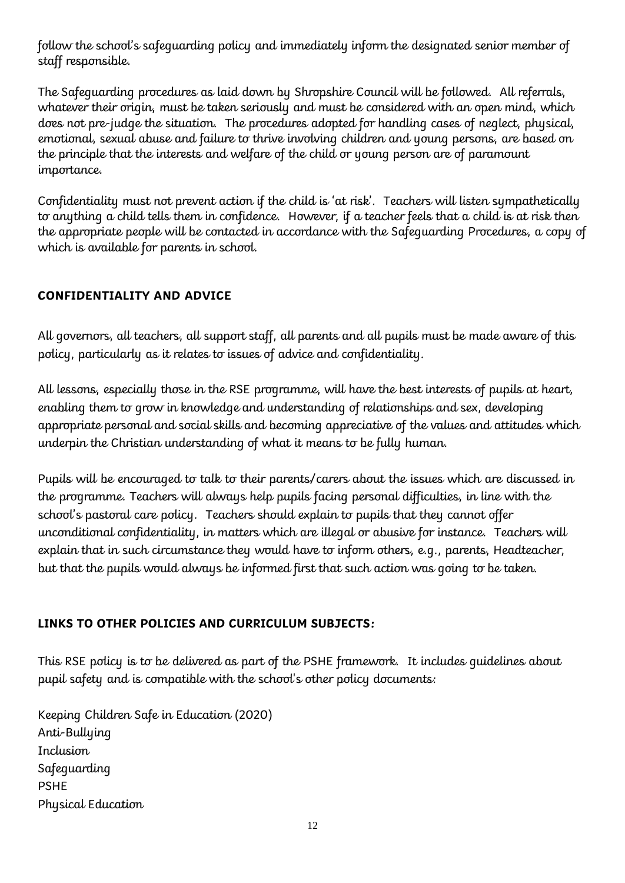follow the school's safeguarding policy and immediately inform the designated senior member of staff responsible.

The Safeguarding procedures as laid down by Shropshire Council will be followed. All referrals, whatever their origin, must be taken seriously and must be considered with an open mind, which does not pre-judge the situation. The procedures adopted for handling cases of neglect, physical, emotional, sexual abuse and failure to thrive involving children and young persons, are based on the principle that the interests and welfare of the child or young person are of paramount importance.

Confidentiality must not prevent action if the child is 'at risk'. Teachers will listen sympathetically to anything a child tells them in confidence. However, if a teacher feels that a child is at risk then the appropriate people will be contacted in accordance with the Safeguarding Procedures, a copy of which is available for parents in school.

## CONFIDENTIALITY AND ADVICE

All governors, all teachers, all support staff, all parents and all pupils must be made aware of this policy, particularly as it relates to issues of advice and confidentiality.

All lessons, especially those in the RSE programme, will have the best interests of pupils at heart, enabling them to grow in knowledge and understanding of relationships and sex, developing appropriate personal and social skills and becoming appreciative of the values and attitudes which underpin the Christian understanding of what it means to be fully human.

Pupils will be encouraged to talk to their parents/carers about the issues which are discussed in the programme. Teachers will always help pupils facing personal difficulties, in line with the school's pastoral care policy. Teachers should explain to pupils that they cannot offer unconditional confidentiality, in matters which are illegal or abusive for instance. Teachers will explain that in such circumstance they would have to inform others, e.g., parents, Headteacher, but that the pupils would always be informed first that such action was going to be taken.

## LINKS TO OTHER POLICIES AND CURRICULUM SUBJECTS:

This RSE policy is to be delivered as part of the PSHE framework. It includes guidelines about pupil safety and is compatible with the school's other policy documents:

Keeping Children Safe in Education (2020)
Anti-Bullying
Inclusion
Safeguarding
PSHE
Physical Education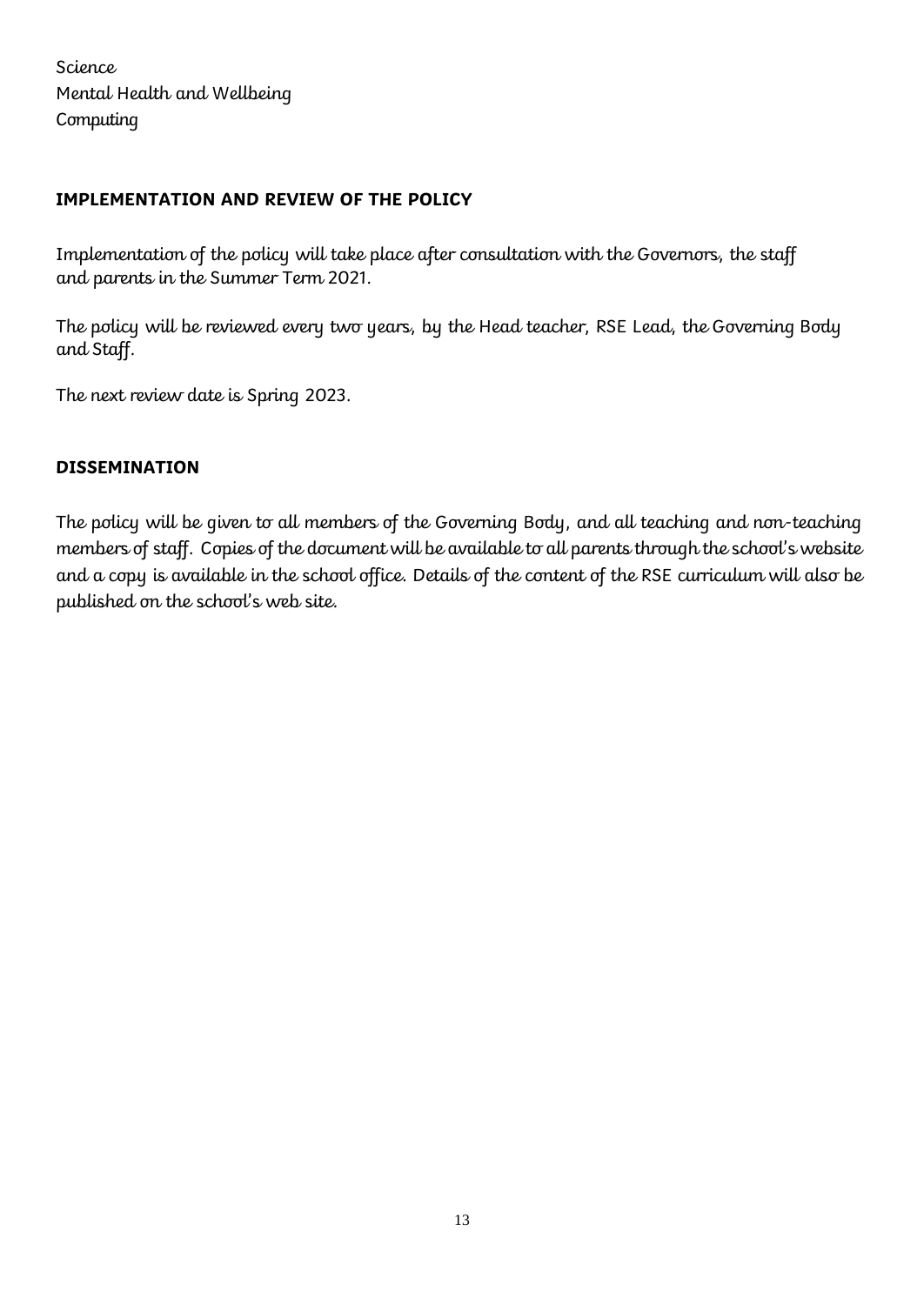Science
Mental Health and Wellbeing
Computing

## IMPLEMENTATION AND REVIEW OF THE POLICY

Implementation of the policy will take place after consultation with the Governors, the staff and parents in the Summer Term 2021.

The policy will be reviewed every two years, by the Head teacher, RSE Lead, the Governing Body and Staff.

The next review date is Spring 2023.

## DISSEMINATION

The policy will be given to all members of the Governing Body, and all teaching and non-teaching members of staff. Copies of the document will be available to all parents through the school's website and a copy is available in the school office. Details of the content of the RSE curriculum will also be published on the school's web site.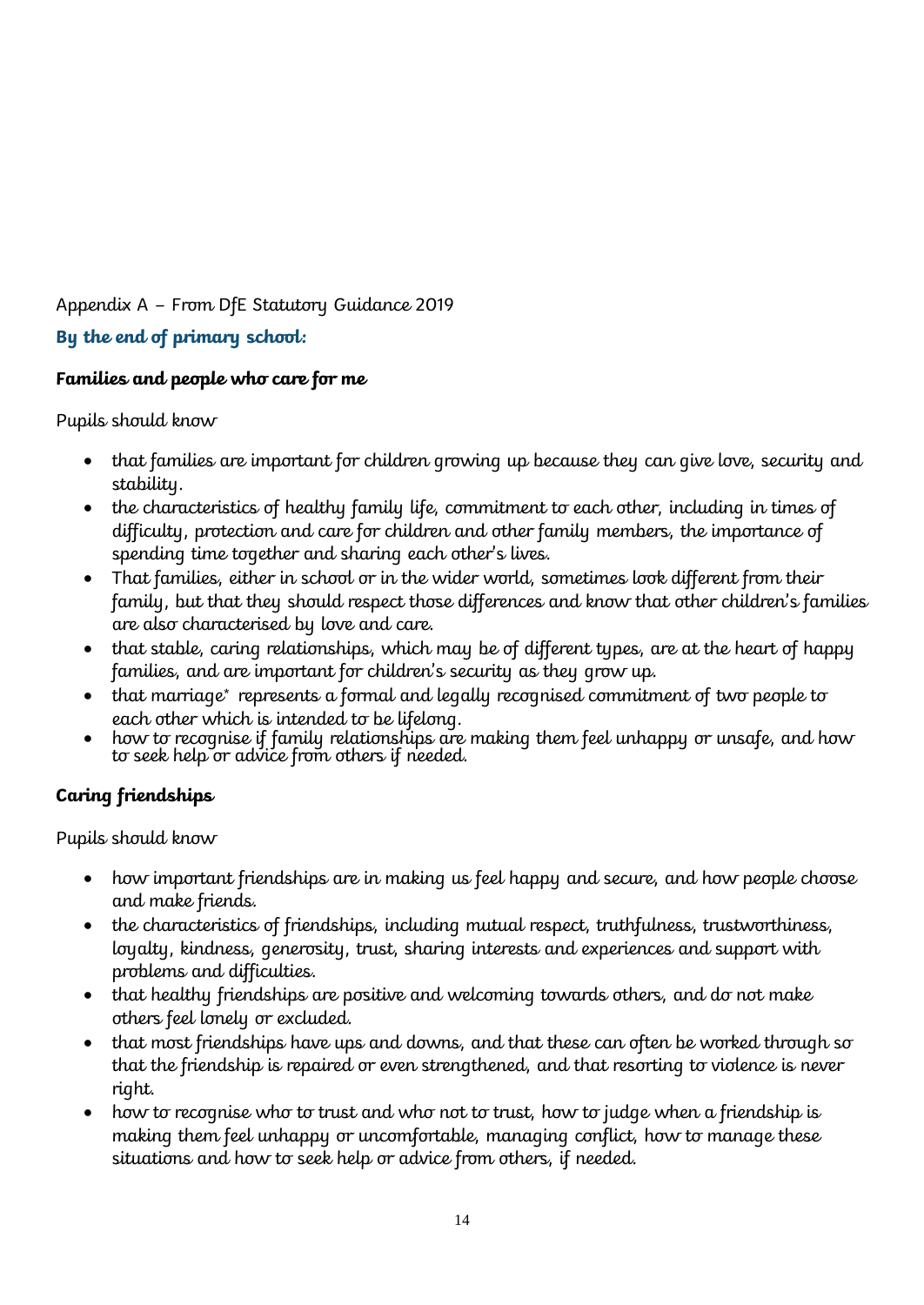Appendix A – From DfE Statutory Guidance 2019

## By the end of primary school:

### Families and people who care for me

Pupils should know

- that families are important for children growing up because they can give love, security and stability.
- the characteristics of healthy family life, commitment to each other, including in times of difficulty, protection and care for children and other family members, the importance of spending time together and sharing each other's lives.
- That families, either in school or in the wider world, sometimes look different from their family, but that they should respect those differences and know that other children's families are also characterised by love and care.
- that stable, caring relationships, which may be of different types, are at the heart of happy families, and are important for children's security as they grow up.
- that marriage* represents a formal and legally recognised commitment of two people to each other which is intended to be lifelong.
- how to recognise if family relationships are making them feel unhappy or unsafe, and how to seek help or advice from others if needed.

### Caring friendships

Pupils should know

- how important friendships are in making us feel happy and secure, and how people choose and make friends.
- the characteristics of friendships, including mutual respect, truthfulness, trustworthiness, loyalty, kindness, generosity, trust, sharing interests and experiences and support with problems and difficulties.
- that healthy friendships are positive and welcoming towards others, and do not make others feel lonely or excluded.
- that most friendships have ups and downs, and that these can often be worked through so that the friendship is repaired or even strengthened, and that resorting to violence is never right.
- how to recognise who to trust and who not to trust, how to judge when a friendship is making them feel unhappy or uncomfortable, managing conflict, how to manage these situations and how to seek help or advice from others, if needed.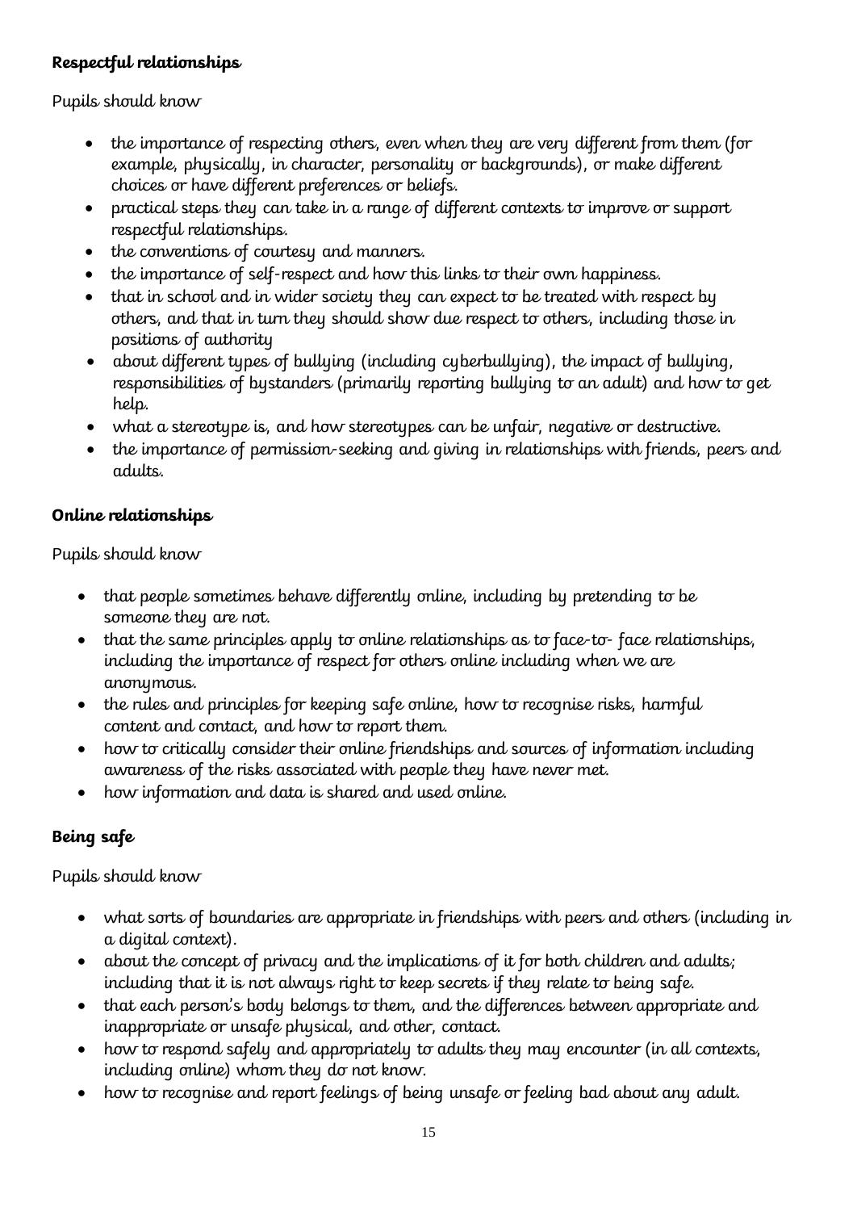**Respectful relationships**

Pupils should know

- the importance of respecting others, even when they are very different from them (for example, physically, in character, personality or backgrounds), or make different choices or have different preferences or beliefs.
- practical steps they can take in a range of different contexts to improve or support respectful relationships.
- the conventions of courtesy and manners.
- the importance of self-respect and how this links to their own happiness.
- that in school and in wider society they can expect to be treated with respect by others, and that in turn they should show due respect to others, including those in positions of authority
- about different types of bullying (including cyberbullying), the impact of bullying, responsibilities of bystanders (primarily reporting bullying to an adult) and how to get help.
- what a stereotype is, and how stereotypes can be unfair, negative or destructive.
- the importance of permission-seeking and giving in relationships with friends, peers and adults.

**Online relationships**

Pupils should know

- that people sometimes behave differently online, including by pretending to be someone they are not.
- that the same principles apply to online relationships as to face-to- face relationships, including the importance of respect for others online including when we are anonymous.
- the rules and principles for keeping safe online, how to recognise risks, harmful content and contact, and how to report them.
- how to critically consider their online friendships and sources of information including awareness of the risks associated with people they have never met.
- how information and data is shared and used online.

**Being safe**

Pupils should know

- what sorts of boundaries are appropriate in friendships with peers and others (including in a digital context).
- about the concept of privacy and the implications of it for both children and adults; including that it is not always right to keep secrets if they relate to being safe.
- that each person's body belongs to them, and the differences between appropriate and inappropriate or unsafe physical, and other, contact.
- how to respond safely and appropriately to adults they may encounter (in all contexts, including online) whom they do not know.
- how to recognise and report feelings of being unsafe or feeling bad about any adult.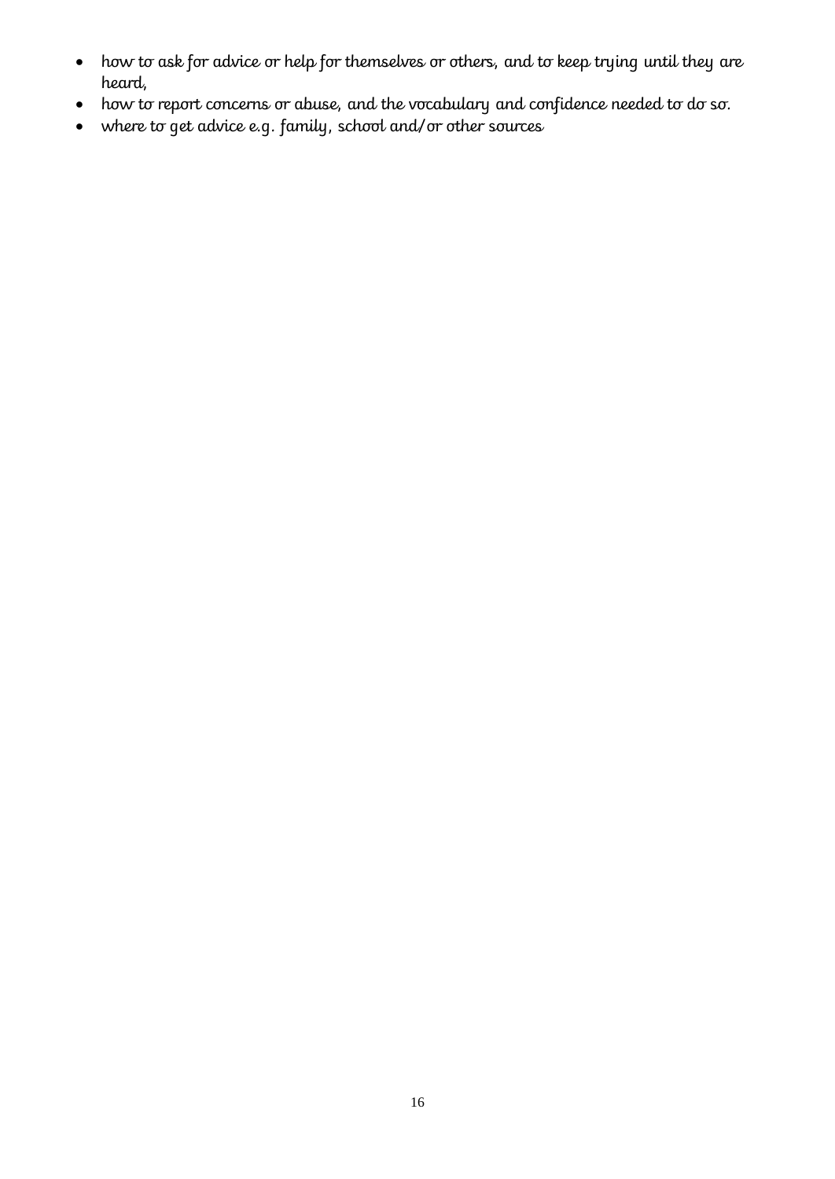- how to ask for advice or help for themselves or others, and to keep trying until they are heard,
- how to report concerns or abuse, and the vocabulary and confidence needed to do so.
- where to get advice e.g. family, school and/or other sources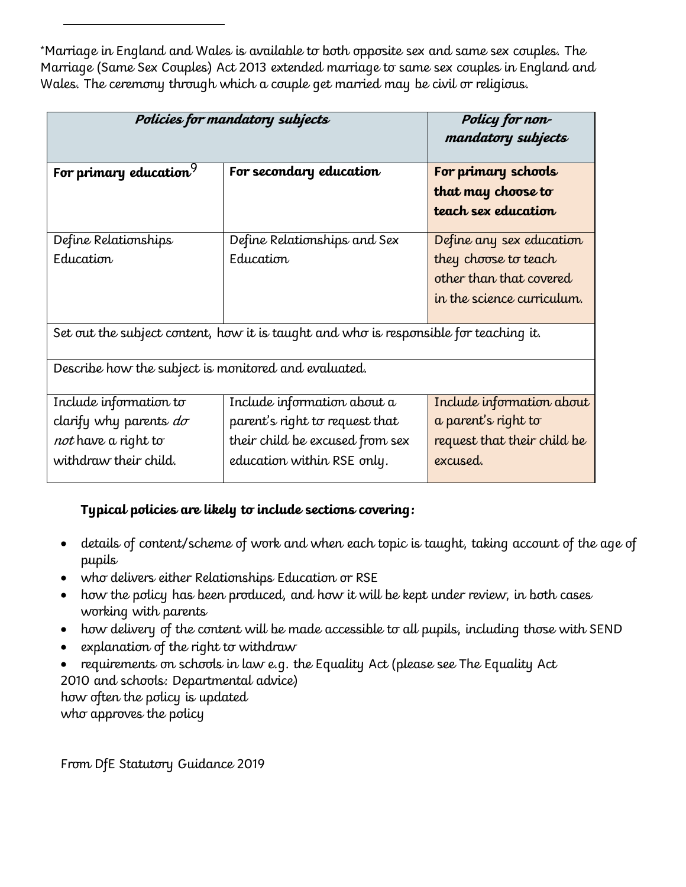*Marriage in England and Wales is available to both opposite sex and same sex couples. The Marriage (Same Sex Couples) Act 2013 extended marriage to same sex couples in England and Wales. The ceremony through which a couple get married may be civil or religious.

| ***Policies for mandatory subjects*** | | ***Policy for non-mandatory subjects*** |
|---|---|---|
| **For primary education**[9] | **For secondary education** | **For primary schools that may choose to teach sex education** |
| Define Relationships Education | Define Relationships and Sex Education | Define any sex education they choose to teach other than that covered in the science curriculum. |
| Set out the subject content, how it is taught and who is responsible for teaching it. | | |
| Describe how the subject is monitored and evaluated. | | |
| Include information to clarify why parents *do not* have a right to withdraw their child. | Include information about a parent's right to request that their child be excused from sex education within RSE only. | Include information about a parent's right to request that their child be excused. |

**Typical policies are likely to include sections covering:**

- details of content/scheme of work and when each topic is taught, taking account of the age of pupils
- who delivers either Relationships Education or RSE
- how the policy has been produced, and how it will be kept under review, in both cases working with parents
- how delivery of the content will be made accessible to all pupils, including those with SEND
- explanation of the right to withdraw
- requirements on schools in law e.g. the Equality Act (please see The Equality Act 2010 and schools: Departmental advice)

how often the policy is updated
who approves the policy

From DfE Statutory Guidance 2019